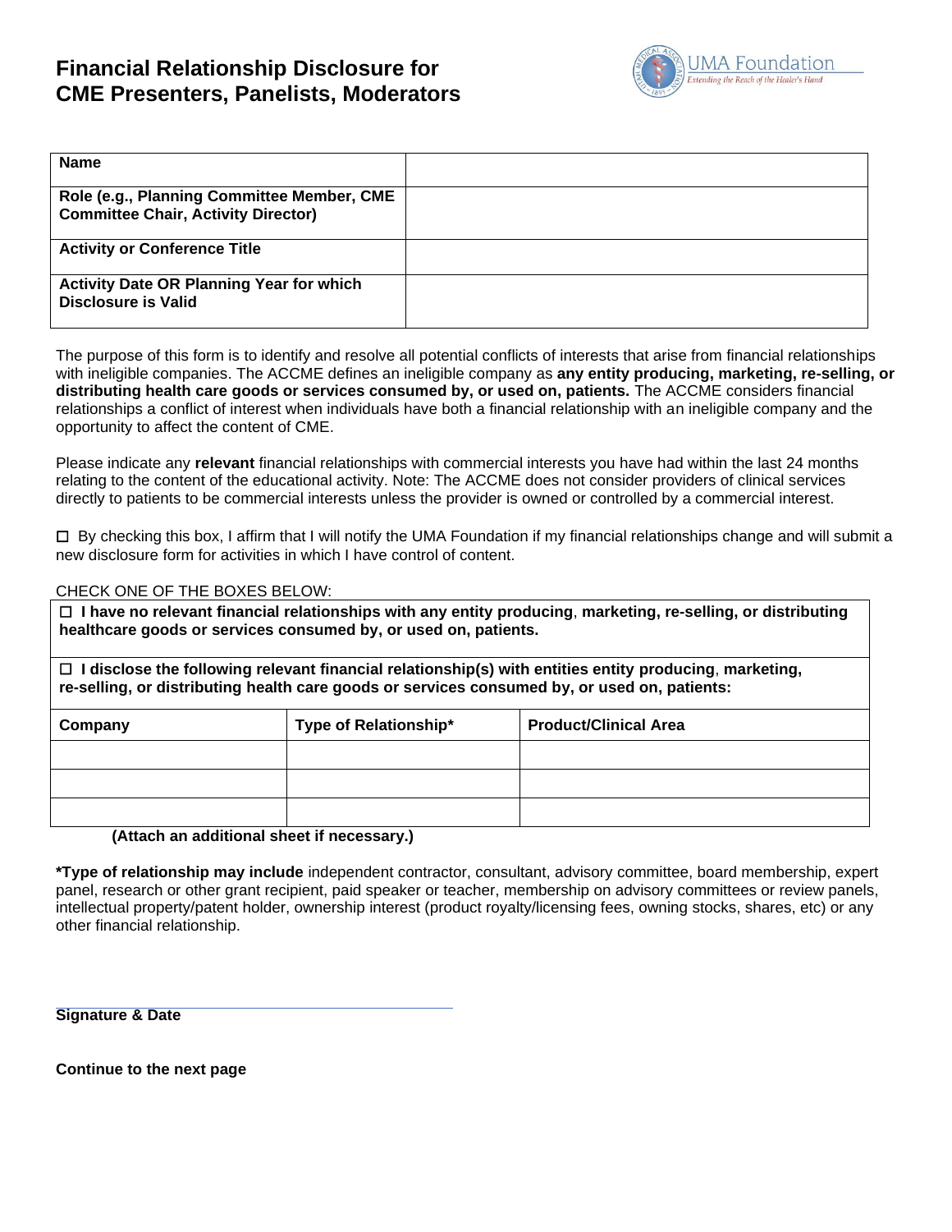# Financial Relationship Disclosure for CME Presenters, Panelists, Moderators

| | |
|---|---|
| **Name** | |
| **Role (e.g., Planning Committee Member, CME Committee Chair, Activity Director)** | |
| **Activity or Conference Title** | |
| **Activity Date OR Planning Year for which Disclosure is Valid** | |

The purpose of this form is to identify and resolve all potential conflicts of interests that arise from financial relationships with ineligible companies. The ACCME defines an ineligible company as **any entity producing, marketing, re-selling, or distributing health care goods or services consumed by, or used on, patients.** The ACCME considers financial relationships a conflict of interest when individuals have both a financial relationship with an ineligible company and the opportunity to affect the content of CME.

Please indicate any **relevant** financial relationships with commercial interests you have had within the last 24 months relating to the content of the educational activity. Note: The ACCME does not consider providers of clinical services directly to patients to be commercial interests unless the provider is owned or controlled by a commercial interest.

☐ By checking this box, I affirm that I will notify the UMA Foundation if my financial relationships change and will submit a new disclosure form for activities in which I have control of content.

CHECK ONE OF THE BOXES BELOW:

☐ **I have no relevant financial relationships with any entity producing, marketing, re-selling, or distributing healthcare goods or services consumed by, or used on, patients.**

☐ **I disclose the following relevant financial relationship(s) with entities entity producing, marketing, re-selling, or distributing health care goods or services consumed by, or used on, patients:**

| Company | Type of Relationship* | Product/Clinical Area |
|---|---|---|
| | | |
| | | |
| | | |

**(Attach an additional sheet if necessary.)**

***Type of relationship may include** independent contractor, consultant, advisory committee, board membership, expert panel, research or other grant recipient, paid speaker or teacher, membership on advisory committees or review panels, intellectual property/patent holder, ownership interest (product royalty/licensing fees, owning stocks, shares, etc) or any other financial relationship.

______________________________________

**Signature & Date**

**Continue to the next page**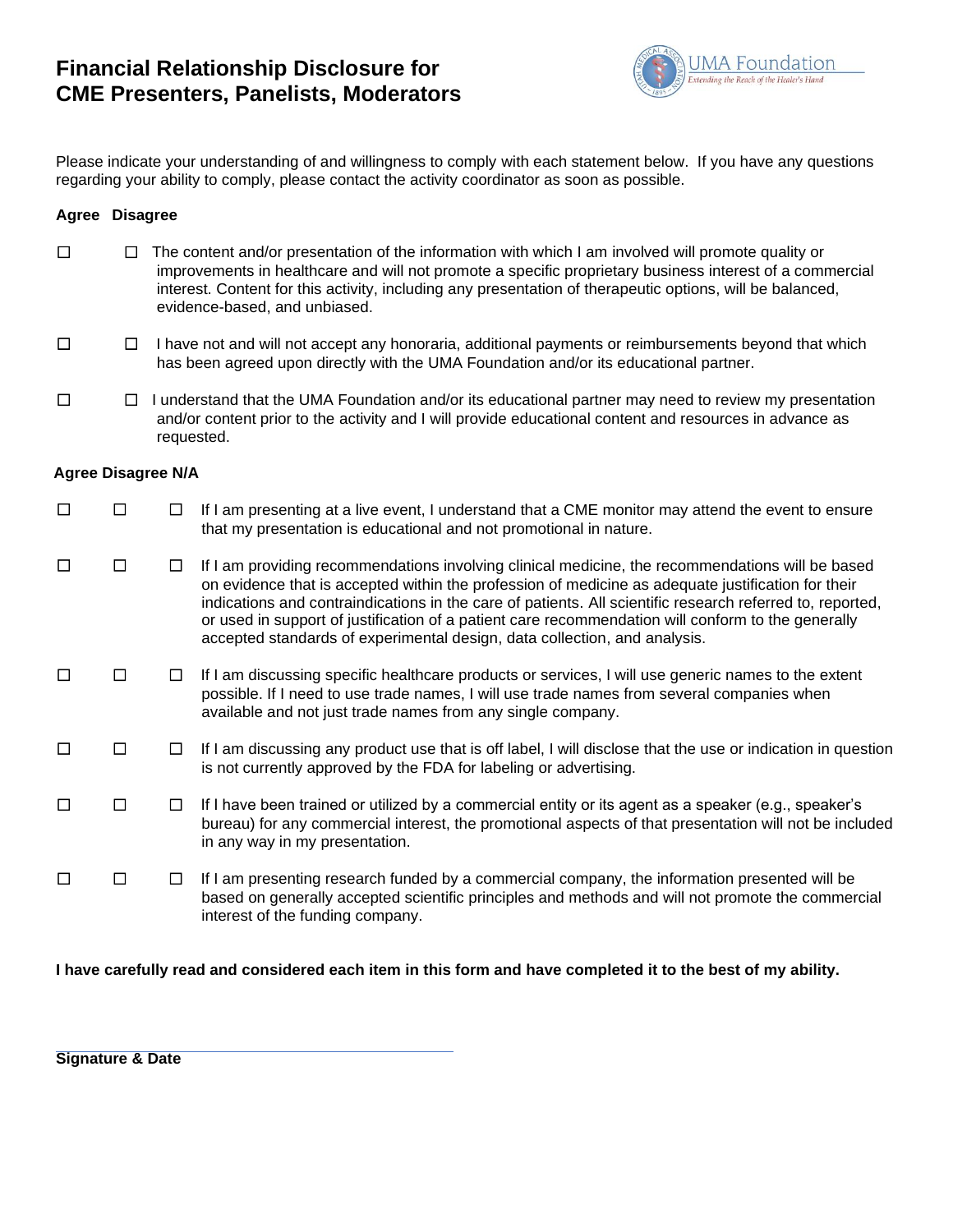# Financial Relationship Disclosure for CME Presenters, Panelists, Moderators

UMA Foundation
*Extending the Reach of the Healer's Hand*

Please indicate your understanding of and willingness to comply with each statement below. If you have any questions regarding your ability to comply, please contact the activity coordinator as soon as possible.

| Agree | Disagree | |
|---|---|---|
| ☐ | ☐ | The content and/or presentation of the information with which I am involved will promote quality or improvements in healthcare and will not promote a specific proprietary business interest of a commercial interest. Content for this activity, including any presentation of therapeutic options, will be balanced, evidence-based, and unbiased. |
| ☐ | ☐ | I have not and will not accept any honoraria, additional payments or reimbursements beyond that which has been agreed upon directly with the UMA Foundation and/or its educational partner. |
| ☐ | ☐ | I understand that the UMA Foundation and/or its educational partner may need to review my presentation and/or content prior to the activity and I will provide educational content and resources in advance as requested. |

| Agree | Disagree | N/A | |
|---|---|---|---|
| ☐ | ☐ | ☐ | If I am presenting at a live event, I understand that a CME monitor may attend the event to ensure that my presentation is educational and not promotional in nature. |
| ☐ | ☐ | ☐ | If I am providing recommendations involving clinical medicine, the recommendations will be based on evidence that is accepted within the profession of medicine as adequate justification for their indications and contraindications in the care of patients. All scientific research referred to, reported, or used in support of justification of a patient care recommendation will conform to the generally accepted standards of experimental design, data collection, and analysis. |
| ☐ | ☐ | ☐ | If I am discussing specific healthcare products or services, I will use generic names to the extent possible. If I need to use trade names, I will use trade names from several companies when available and not just trade names from any single company. |
| ☐ | ☐ | ☐ | If I am discussing any product use that is off label, I will disclose that the use or indication in question is not currently approved by the FDA for labeling or advertising. |
| ☐ | ☐ | ☐ | If I have been trained or utilized by a commercial entity or its agent as a speaker (e.g., speaker's bureau) for any commercial interest, the promotional aspects of that presentation will not be included in any way in my presentation. |
| ☐ | ☐ | ☐ | If I am presenting research funded by a commercial company, the information presented will be based on generally accepted scientific principles and methods and will not promote the commercial interest of the funding company. |

**I have carefully read and considered each item in this form and have completed it to the best of my ability.**

______________________________

**Signature & Date**